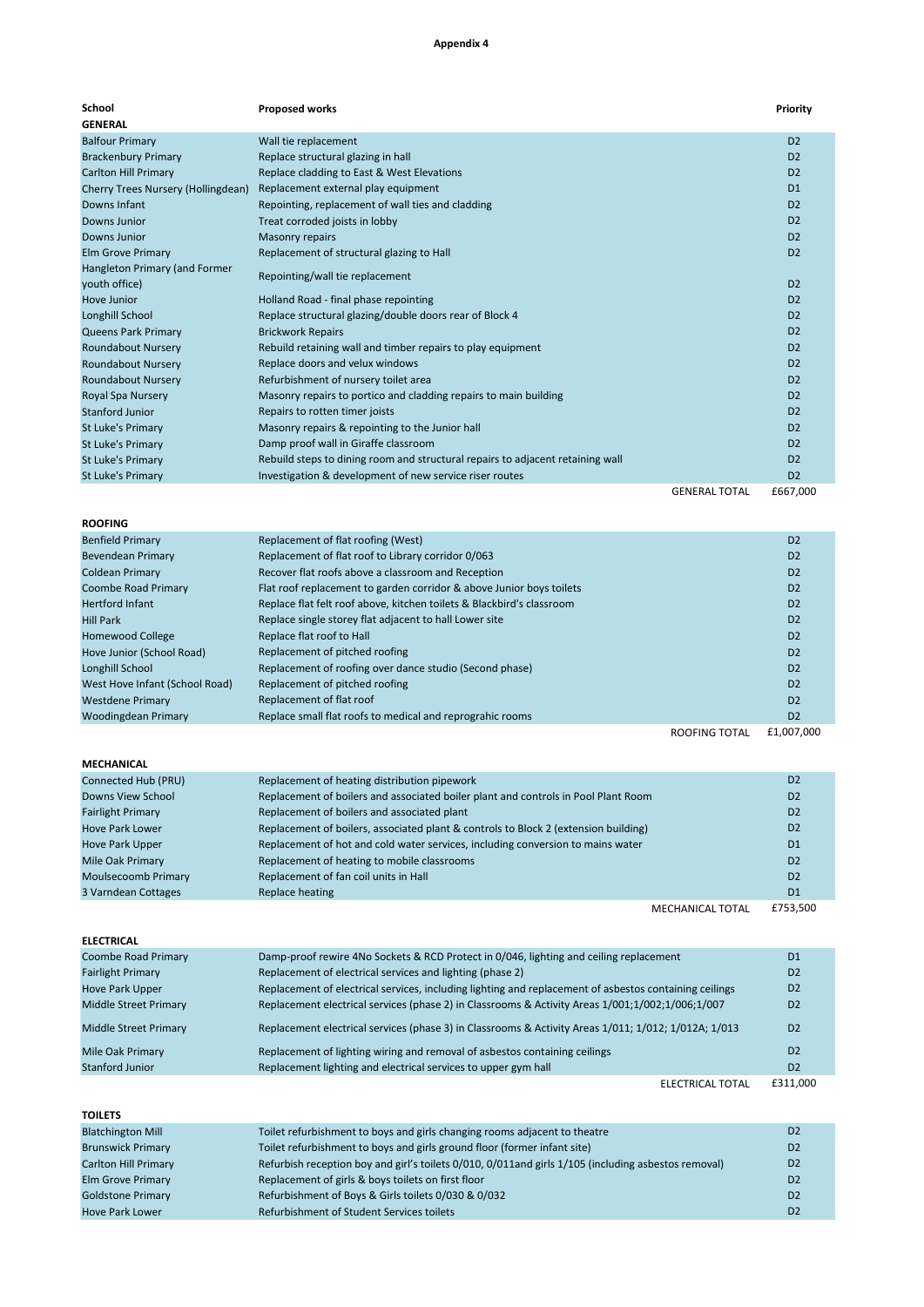# Appendix 4

| School | Proposed works | Priority |
|---|---|---|
| **GENERAL** | | |
| Balfour Primary | Wall tie replacement | D2 |
| Brackenbury Primary | Replace structural glazing in hall | D2 |
| Carlton Hill Primary | Replace cladding to East & West Elevations | D2 |
| Cherry Trees Nursery (Hollingdean) | Replacement external play equipment | D1 |
| Downs Infant | Repointing, replacement of wall ties and cladding | D2 |
| Downs Junior | Treat corroded joists in lobby | D2 |
| Downs Junior | Masonry repairs | D2 |
| Elm Grove Primary | Replacement of structural glazing to Hall | D2 |
| Hangleton Primary (and Former youth office) | Repointing/wall tie replacement | D2 |
| Hove Junior | Holland Road - final phase repointing | D2 |
| Longhill School | Replace structural glazing/double doors rear of Block 4 | D2 |
| Queens Park Primary | Brickwork Repairs | D2 |
| Roundabout Nursery | Rebuild retaining wall and timber repairs to play equipment | D2 |
| Roundabout Nursery | Replace doors and velux windows | D2 |
| Roundabout Nursery | Refurbishment of nursery toilet area | D2 |
| Royal Spa Nursery | Masonry repairs to portico and cladding repairs to main building | D2 |
| Stanford Junior | Repairs to rotten timber joists | D2 |
| St Luke's Primary | Masonry repairs & repointing to the Junior hall | D2 |
| St Luke's Primary | Damp proof wall in Giraffe classroom | D2 |
| St Luke's Primary | Rebuild steps to dining room and structural repairs to adjacent retaining wall | D2 |
| St Luke's Primary | Investigation & development of new service riser routes | D2 |
| | GENERAL TOTAL | £667,000 |

| School | Proposed works | Priority |
|---|---|---|
| **ROOFING** | | |
| Benfield Primary | Replacement of flat roofing (West) | D2 |
| Bevendean Primary | Replacement of flat roof to Library corridor 0/063 | D2 |
| Coldean Primary | Recover flat roofs above a classroom and Reception | D2 |
| Coombe Road Primary | Flat roof replacement to garden corridor & above Junior boys toilets | D2 |
| Hertford Infant | Replace flat felt roof above, kitchen toilets & Blackbird's classroom | D2 |
| Hill Park | Replace single storey flat adjacent to hall Lower site | D2 |
| Homewood College | Replace flat roof to Hall | D2 |
| Hove Junior (School Road) | Replacement of pitched roofing | D2 |
| Longhill School | Replacement of roofing over dance studio (Second phase) | D2 |
| West Hove Infant (School Road) | Replacement of pitched roofing | D2 |
| Westdene Primary | Replacement of flat roof | D2 |
| Woodingdean Primary | Replace small flat roofs to medical and reprograhic rooms | D2 |
| | ROOFING TOTAL | £1,007,000 |

| School | Proposed works | Priority |
|---|---|---|
| **MECHANICAL** | | |
| Connected Hub (PRU) | Replacement of heating distribution pipework | D2 |
| Downs View School | Replacement of boilers and associated boiler plant and controls in Pool Plant Room | D2 |
| Fairlight Primary | Replacement of boilers and associated plant | D2 |
| Hove Park Lower | Replacement of boilers, associated plant & controls to Block 2 (extension building) | D2 |
| Hove Park Upper | Replacement of hot and cold water services, including conversion to mains water | D1 |
| Mile Oak Primary | Replacement of heating to mobile classrooms | D2 |
| Moulsecoomb Primary | Replacement of fan coil units in Hall | D2 |
| 3 Varndean Cottages | Replace heating | D1 |
| | MECHANICAL TOTAL | £753,500 |

| School | Proposed works | Priority |
|---|---|---|
| **ELECTRICAL** | | |
| Coombe Road Primary | Damp-proof rewire 4No Sockets & RCD Protect in 0/046, lighting and ceiling replacement | D1 |
| Fairlight Primary | Replacement of electrical services and lighting (phase 2) | D2 |
| Hove Park Upper | Replacement of electrical services, including lighting and replacement of asbestos containing ceilings | D2 |
| Middle Street Primary | Replacement electrical services (phase 2) in Classrooms & Activity Areas 1/001;1/002;1/006;1/007 | D2 |
| Middle Street Primary | Replacement electrical services (phase 3) in Classrooms & Activity Areas 1/011; 1/012; 1/012A; 1/013 | D2 |
| Mile Oak Primary | Replacement of lighting wiring and removal of asbestos containing ceilings | D2 |
| Stanford Junior | Replacement lighting and electrical services to upper gym hall | D2 |
| | ELECTRICAL TOTAL | £311,000 |

| School | Proposed works | Priority |
|---|---|---|
| **TOILETS** | | |
| Blatchington Mill | Toilet refurbishment to boys and girls changing rooms adjacent to theatre | D2 |
| Brunswick Primary | Toilet refurbishment to boys and girls ground floor (former infant site) | D2 |
| Carlton Hill Primary | Refurbish reception boy and girl's toilets 0/010, 0/011and girls 1/105 (including asbestos removal) | D2 |
| Elm Grove Primary | Replacement of girls & boys toilets on first floor | D2 |
| Goldstone Primary | Refurbishment of Boys & Girls toilets 0/030 & 0/032 | D2 |
| Hove Park Lower | Refurbishment of Student Services toilets | D2 |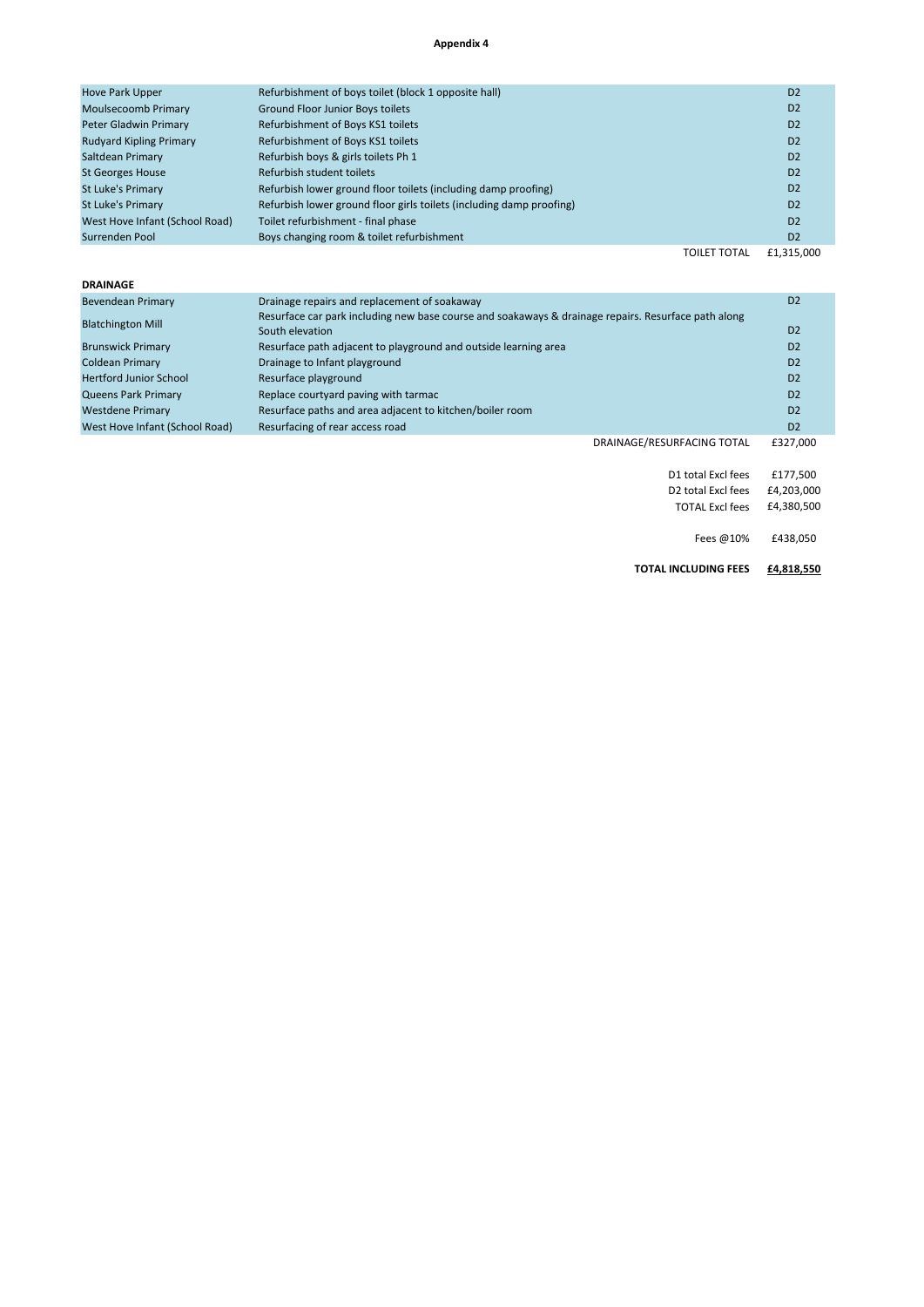**Appendix 4**

| | | |
|---|---|---|
| Hove Park Upper | Refurbishment of boys toilet (block 1 opposite hall) | D2 |
| Moulsecoomb Primary | Ground Floor Junior Boys toilets | D2 |
| Peter Gladwin Primary | Refurbishment of Boys KS1 toilets | D2 |
| Rudyard Kipling Primary | Refurbishment of Boys KS1 toilets | D2 |
| Saltdean Primary | Refurbish boys & girls toilets Ph 1 | D2 |
| St Georges House | Refurbish student toilets | D2 |
| St Luke's Primary | Refurbish lower ground floor toilets (including damp proofing) | D2 |
| St Luke's Primary | Refurbish lower ground floor girls toilets (including damp proofing) | D2 |
| West Hove Infant (School Road) | Toilet refurbishment - final phase | D2 |
| Surrenden Pool | Boys changing room & toilet refurbishment | D2 |
| | TOILET TOTAL | £1,315,000 |

**DRAINAGE**

| | | |
|---|---|---|
| Bevendean Primary | Drainage repairs and replacement of soakaway | D2 |
| Blatchington Mill | Resurface car park including new base course and soakaways & drainage repairs. Resurface path along South elevation | D2 |
| Brunswick Primary | Resurface path adjacent to playground and outside learning area | D2 |
| Coldean Primary | Drainage to Infant playground | D2 |
| Hertford Junior School | Resurface playground | D2 |
| Queens Park Primary | Replace courtyard paving with tarmac | D2 |
| Westdene Primary | Resurface paths and area adjacent to kitchen/boiler room | D2 |
| West Hove Infant (School Road) | Resurfacing of rear access road | D2 |
| | DRAINAGE/RESURFACING TOTAL | £327,000 |

| | |
|---|---|
| D1 total Excl fees | £177,500 |
| D2 total Excl fees | £4,203,000 |
| TOTAL Excl fees | £4,380,500 |
| Fees @10% | £438,050 |
| **TOTAL INCLUDING FEES** | **£4,818,550** |